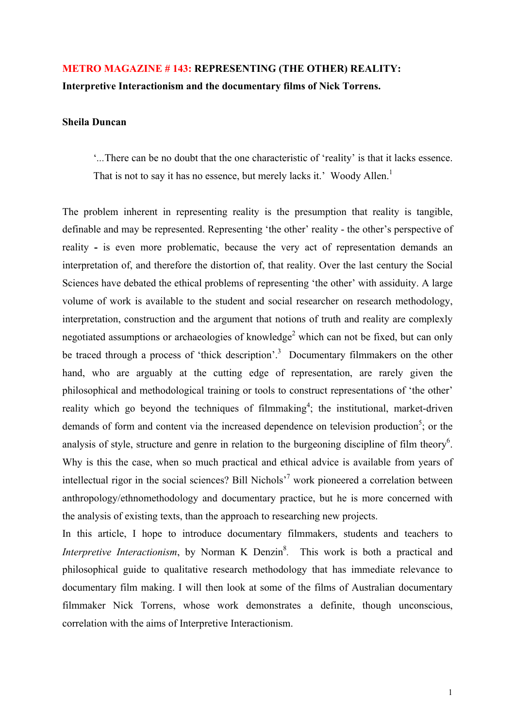**METRO MAGAZINE # 143: REPRESENTING (THE OTHER) REALITY:**
**Interpretive Interactionism and the documentary films of Nick Torrens.**

**Sheila Duncan**

> '...There can be no doubt that the one characteristic of 'reality' is that it lacks essence. That is not to say it has no essence, but merely lacks it.' Woody Allen.[1]

The problem inherent in representing reality is the presumption that reality is tangible, definable and may be represented. Representing 'the other' reality - the other's perspective of reality **-** is even more problematic, because the very act of representation demands an interpretation of, and therefore the distortion of, that reality. Over the last century the Social Sciences have debated the ethical problems of representing 'the other' with assiduity. A large volume of work is available to the student and social researcher on research methodology, interpretation, construction and the argument that notions of truth and reality are complexly negotiated assumptions or archaeologies of knowledge[2] which can not be fixed, but can only be traced through a process of 'thick description'.[3] Documentary filmmakers on the other hand, who are arguably at the cutting edge of representation, are rarely given the philosophical and methodological training or tools to construct representations of 'the other' reality which go beyond the techniques of filmmaking[4]; the institutional, market-driven demands of form and content via the increased dependence on television production[5]; or the analysis of style, structure and genre in relation to the burgeoning discipline of film theory[6]. Why is this the case, when so much practical and ethical advice is available from years of intellectual rigor in the social sciences? Bill Nichols'[7] work pioneered a correlation between anthropology/ethnomethodology and documentary practice, but he is more concerned with the analysis of existing texts, than the approach to researching new projects.

In this article, I hope to introduce documentary filmmakers, students and teachers to *Interpretive Interactionism*, by Norman K Denzin[8]. This work is both a practical and philosophical guide to qualitative research methodology that has immediate relevance to documentary film making. I will then look at some of the films of Australian documentary filmmaker Nick Torrens, whose work demonstrates a definite, though unconscious, correlation with the aims of Interpretive Interactionism.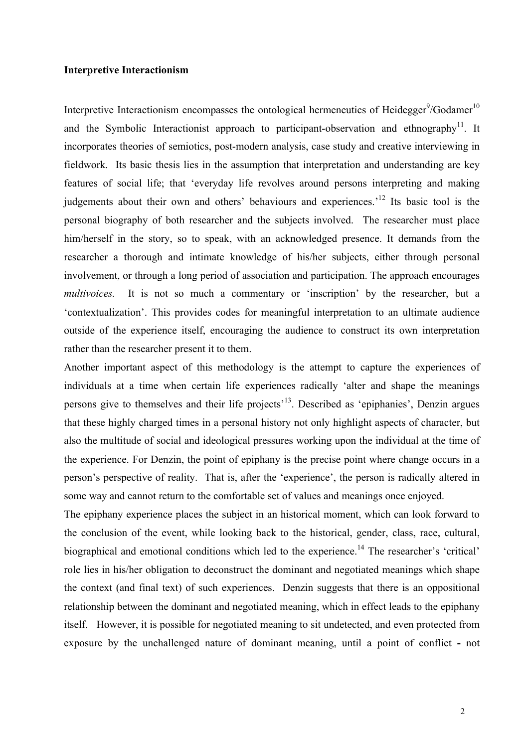**Interpretive Interactionism**

Interpretive Interactionism encompasses the ontological hermeneutics of Heidegger[9]/Godamer[10] and the Symbolic Interactionist approach to participant-observation and ethnography[11]. It incorporates theories of semiotics, post-modern analysis, case study and creative interviewing in fieldwork. Its basic thesis lies in the assumption that interpretation and understanding are key features of social life; that 'everyday life revolves around persons interpreting and making judgements about their own and others' behaviours and experiences.'[12] Its basic tool is the personal biography of both researcher and the subjects involved. The researcher must place him/herself in the story, so to speak, with an acknowledged presence. It demands from the researcher a thorough and intimate knowledge of his/her subjects, either through personal involvement, or through a long period of association and participation. The approach encourages *multivoices.* It is not so much a commentary or 'inscription' by the researcher, but a 'contextualization'. This provides codes for meaningful interpretation to an ultimate audience outside of the experience itself, encouraging the audience to construct its own interpretation rather than the researcher present it to them.

Another important aspect of this methodology is the attempt to capture the experiences of individuals at a time when certain life experiences radically 'alter and shape the meanings persons give to themselves and their life projects'[13]. Described as 'epiphanies', Denzin argues that these highly charged times in a personal history not only highlight aspects of character, but also the multitude of social and ideological pressures working upon the individual at the time of the experience. For Denzin, the point of epiphany is the precise point where change occurs in a person's perspective of reality. That is, after the 'experience', the person is radically altered in some way and cannot return to the comfortable set of values and meanings once enjoyed.

The epiphany experience places the subject in an historical moment, which can look forward to the conclusion of the event, while looking back to the historical, gender, class, race, cultural, biographical and emotional conditions which led to the experience.[14] The researcher's 'critical' role lies in his/her obligation to deconstruct the dominant and negotiated meanings which shape the context (and final text) of such experiences. Denzin suggests that there is an oppositional relationship between the dominant and negotiated meaning, which in effect leads to the epiphany itself. However, it is possible for negotiated meaning to sit undetected, and even protected from exposure by the unchallenged nature of dominant meaning, until a point of conflict - not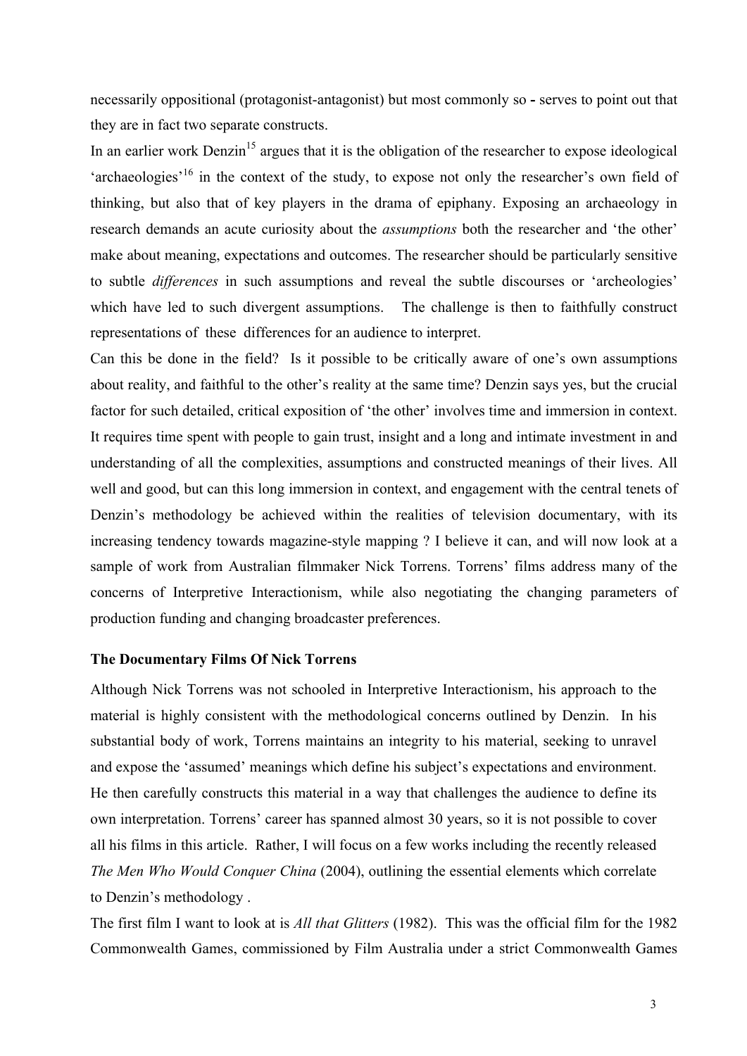necessarily oppositional (protagonist-antagonist) but most commonly so - serves to point out that they are in fact two separate constructs.

In an earlier work Denzin[15] argues that it is the obligation of the researcher to expose ideological 'archaeologies'[16] in the context of the study, to expose not only the researcher's own field of thinking, but also that of key players in the drama of epiphany. Exposing an archaeology in research demands an acute curiosity about the *assumptions* both the researcher and 'the other' make about meaning, expectations and outcomes. The researcher should be particularly sensitive to subtle *differences* in such assumptions and reveal the subtle discourses or 'archeologies' which have led to such divergent assumptions. The challenge is then to faithfully construct representations of these differences for an audience to interpret.

Can this be done in the field? Is it possible to be critically aware of one's own assumptions about reality, and faithful to the other's reality at the same time? Denzin says yes, but the crucial factor for such detailed, critical exposition of 'the other' involves time and immersion in context. It requires time spent with people to gain trust, insight and a long and intimate investment in and understanding of all the complexities, assumptions and constructed meanings of their lives. All well and good, but can this long immersion in context, and engagement with the central tenets of Denzin's methodology be achieved within the realities of television documentary, with its increasing tendency towards magazine-style mapping ? I believe it can, and will now look at a sample of work from Australian filmmaker Nick Torrens. Torrens' films address many of the concerns of Interpretive Interactionism, while also negotiating the changing parameters of production funding and changing broadcaster preferences.

**The Documentary Films Of Nick Torrens**

Although Nick Torrens was not schooled in Interpretive Interactionism, his approach to the material is highly consistent with the methodological concerns outlined by Denzin. In his substantial body of work, Torrens maintains an integrity to his material, seeking to unravel and expose the 'assumed' meanings which define his subject's expectations and environment. He then carefully constructs this material in a way that challenges the audience to define its own interpretation. Torrens' career has spanned almost 30 years, so it is not possible to cover all his films in this article. Rather, I will focus on a few works including the recently released *The Men Who Would Conquer China* (2004), outlining the essential elements which correlate to Denzin's methodology .

The first film I want to look at is *All that Glitters* (1982). This was the official film for the 1982 Commonwealth Games, commissioned by Film Australia under a strict Commonwealth Games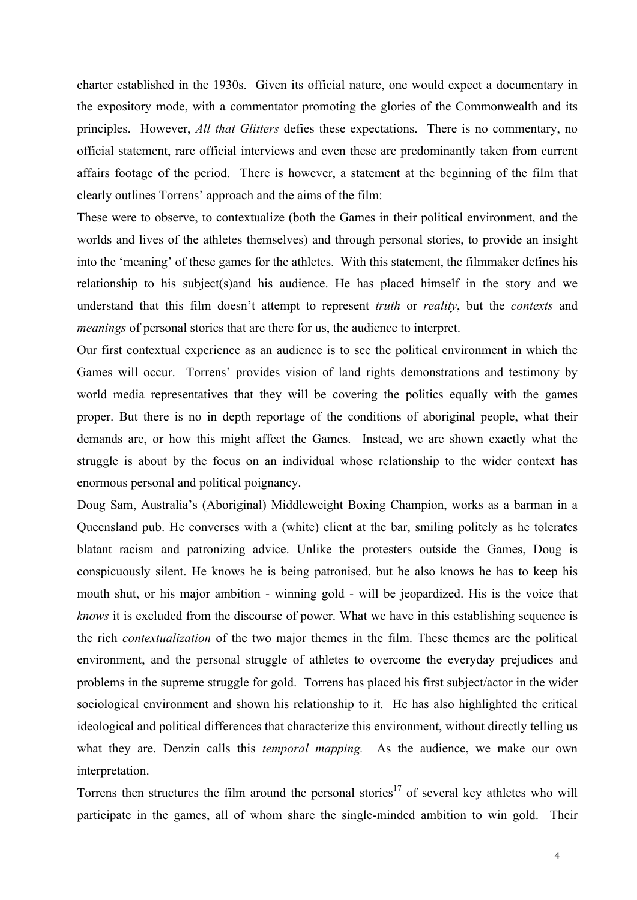charter established in the 1930s. Given its official nature, one would expect a documentary in the expository mode, with a commentator promoting the glories of the Commonwealth and its principles. However, *All that Glitters* defies these expectations. There is no commentary, no official statement, rare official interviews and even these are predominantly taken from current affairs footage of the period. There is however, a statement at the beginning of the film that clearly outlines Torrens' approach and the aims of the film:

These were to observe, to contextualize (both the Games in their political environment, and the worlds and lives of the athletes themselves) and through personal stories, to provide an insight into the 'meaning' of these games for the athletes. With this statement, the filmmaker defines his relationship to his subject(s)and his audience. He has placed himself in the story and we understand that this film doesn't attempt to represent *truth* or *reality*, but the *contexts* and *meanings* of personal stories that are there for us, the audience to interpret.

Our first contextual experience as an audience is to see the political environment in which the Games will occur. Torrens' provides vision of land rights demonstrations and testimony by world media representatives that they will be covering the politics equally with the games proper. But there is no in depth reportage of the conditions of aboriginal people, what their demands are, or how this might affect the Games. Instead, we are shown exactly what the struggle is about by the focus on an individual whose relationship to the wider context has enormous personal and political poignancy.

Doug Sam, Australia's (Aboriginal) Middleweight Boxing Champion, works as a barman in a Queensland pub. He converses with a (white) client at the bar, smiling politely as he tolerates blatant racism and patronizing advice. Unlike the protesters outside the Games, Doug is conspicuously silent. He knows he is being patronised, but he also knows he has to keep his mouth shut, or his major ambition - winning gold - will be jeopardized. His is the voice that *knows* it is excluded from the discourse of power. What we have in this establishing sequence is the rich *contextualization* of the two major themes in the film. These themes are the political environment, and the personal struggle of athletes to overcome the everyday prejudices and problems in the supreme struggle for gold. Torrens has placed his first subject/actor in the wider sociological environment and shown his relationship to it. He has also highlighted the critical ideological and political differences that characterize this environment, without directly telling us what they are. Denzin calls this *temporal mapping.* As the audience, we make our own interpretation.

Torrens then structures the film around the personal stories[17] of several key athletes who will participate in the games, all of whom share the single-minded ambition to win gold. Their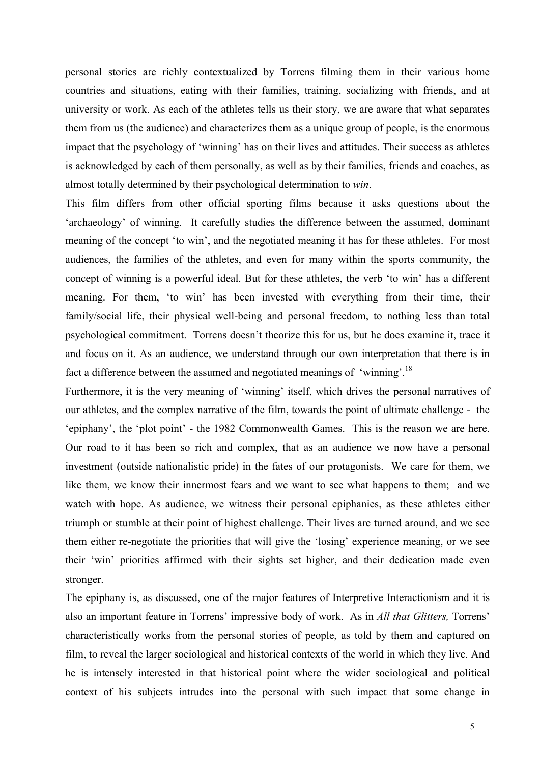personal stories are richly contextualized by Torrens filming them in their various home countries and situations, eating with their families, training, socializing with friends, and at university or work. As each of the athletes tells us their story, we are aware that what separates them from us (the audience) and characterizes them as a unique group of people, is the enormous impact that the psychology of 'winning' has on their lives and attitudes. Their success as athletes is acknowledged by each of them personally, as well as by their families, friends and coaches, as almost totally determined by their psychological determination to *win*.

This film differs from other official sporting films because it asks questions about the 'archaeology' of winning. It carefully studies the difference between the assumed, dominant meaning of the concept 'to win', and the negotiated meaning it has for these athletes. For most audiences, the families of the athletes, and even for many within the sports community, the concept of winning is a powerful ideal. But for these athletes, the verb 'to win' has a different meaning. For them, 'to win' has been invested with everything from their time, their family/social life, their physical well-being and personal freedom, to nothing less than total psychological commitment. Torrens doesn't theorize this for us, but he does examine it, trace it and focus on it. As an audience, we understand through our own interpretation that there is in fact a difference between the assumed and negotiated meanings of 'winning'.[18]

Furthermore, it is the very meaning of 'winning' itself, which drives the personal narratives of our athletes, and the complex narrative of the film, towards the point of ultimate challenge - the 'epiphany', the 'plot point' - the 1982 Commonwealth Games. This is the reason we are here. Our road to it has been so rich and complex, that as an audience we now have a personal investment (outside nationalistic pride) in the fates of our protagonists. We care for them, we like them, we know their innermost fears and we want to see what happens to them; and we watch with hope. As audience, we witness their personal epiphanies, as these athletes either triumph or stumble at their point of highest challenge. Their lives are turned around, and we see them either re-negotiate the priorities that will give the 'losing' experience meaning, or we see their 'win' priorities affirmed with their sights set higher, and their dedication made even stronger.

The epiphany is, as discussed, one of the major features of Interpretive Interactionism and it is also an important feature in Torrens' impressive body of work. As in *All that Glitters,* Torrens' characteristically works from the personal stories of people, as told by them and captured on film, to reveal the larger sociological and historical contexts of the world in which they live. And he is intensely interested in that historical point where the wider sociological and political context of his subjects intrudes into the personal with such impact that some change in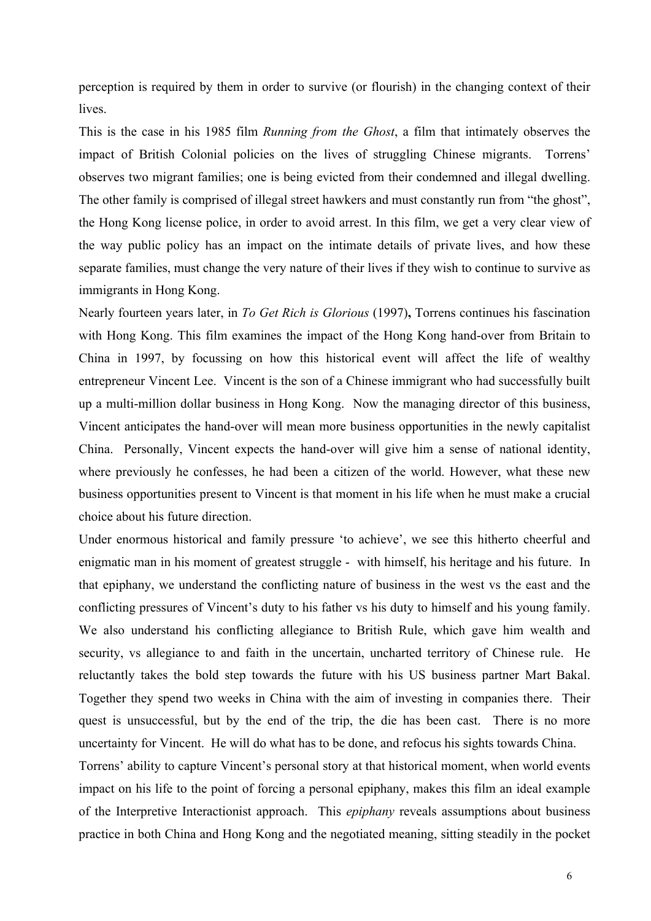perception is required by them in order to survive (or flourish) in the changing context of their lives.

This is the case in his 1985 film *Running from the Ghost*, a film that intimately observes the impact of British Colonial policies on the lives of struggling Chinese migrants. Torrens' observes two migrant families; one is being evicted from their condemned and illegal dwelling. The other family is comprised of illegal street hawkers and must constantly run from "the ghost", the Hong Kong license police, in order to avoid arrest. In this film, we get a very clear view of the way public policy has an impact on the intimate details of private lives, and how these separate families, must change the very nature of their lives if they wish to continue to survive as immigrants in Hong Kong.

Nearly fourteen years later, in *To Get Rich is Glorious* (1997)**,** Torrens continues his fascination with Hong Kong. This film examines the impact of the Hong Kong hand-over from Britain to China in 1997, by focussing on how this historical event will affect the life of wealthy entrepreneur Vincent Lee. Vincent is the son of a Chinese immigrant who had successfully built up a multi-million dollar business in Hong Kong. Now the managing director of this business, Vincent anticipates the hand-over will mean more business opportunities in the newly capitalist China. Personally, Vincent expects the hand-over will give him a sense of national identity, where previously he confesses, he had been a citizen of the world. However, what these new business opportunities present to Vincent is that moment in his life when he must make a crucial choice about his future direction.

Under enormous historical and family pressure 'to achieve', we see this hitherto cheerful and enigmatic man in his moment of greatest struggle - with himself, his heritage and his future. In that epiphany, we understand the conflicting nature of business in the west vs the east and the conflicting pressures of Vincent's duty to his father vs his duty to himself and his young family. We also understand his conflicting allegiance to British Rule, which gave him wealth and security, vs allegiance to and faith in the uncertain, uncharted territory of Chinese rule. He reluctantly takes the bold step towards the future with his US business partner Mart Bakal. Together they spend two weeks in China with the aim of investing in companies there. Their quest is unsuccessful, but by the end of the trip, the die has been cast. There is no more uncertainty for Vincent. He will do what has to be done, and refocus his sights towards China.

Torrens' ability to capture Vincent's personal story at that historical moment, when world events impact on his life to the point of forcing a personal epiphany, makes this film an ideal example of the Interpretive Interactionist approach. This *epiphany* reveals assumptions about business practice in both China and Hong Kong and the negotiated meaning, sitting steadily in the pocket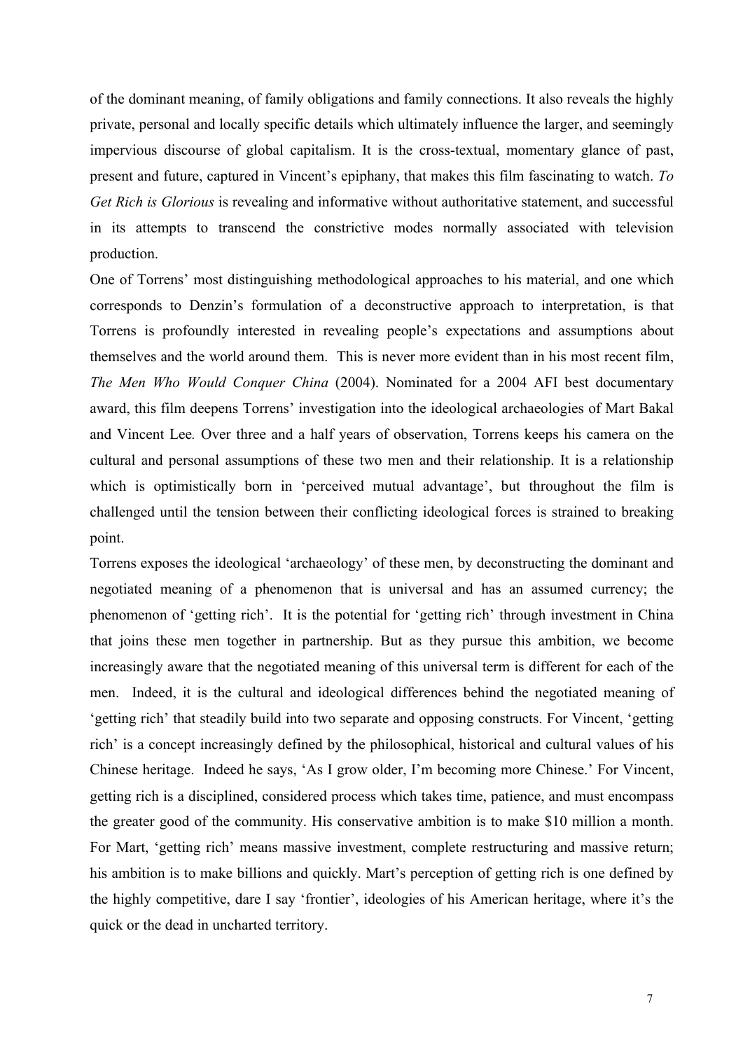of the dominant meaning, of family obligations and family connections. It also reveals the highly private, personal and locally specific details which ultimately influence the larger, and seemingly impervious discourse of global capitalism. It is the cross-textual, momentary glance of past, present and future, captured in Vincent's epiphany, that makes this film fascinating to watch. *To Get Rich is Glorious* is revealing and informative without authoritative statement, and successful in its attempts to transcend the constrictive modes normally associated with television production.

One of Torrens' most distinguishing methodological approaches to his material, and one which corresponds to Denzin's formulation of a deconstructive approach to interpretation, is that Torrens is profoundly interested in revealing people's expectations and assumptions about themselves and the world around them. This is never more evident than in his most recent film, *The Men Who Would Conquer China* (2004). Nominated for a 2004 AFI best documentary award, this film deepens Torrens' investigation into the ideological archaeologies of Mart Bakal and Vincent Lee. Over three and a half years of observation, Torrens keeps his camera on the cultural and personal assumptions of these two men and their relationship. It is a relationship which is optimistically born in 'perceived mutual advantage', but throughout the film is challenged until the tension between their conflicting ideological forces is strained to breaking point.

Torrens exposes the ideological 'archaeology' of these men, by deconstructing the dominant and negotiated meaning of a phenomenon that is universal and has an assumed currency; the phenomenon of 'getting rich'. It is the potential for 'getting rich' through investment in China that joins these men together in partnership. But as they pursue this ambition, we become increasingly aware that the negotiated meaning of this universal term is different for each of the men. Indeed, it is the cultural and ideological differences behind the negotiated meaning of 'getting rich' that steadily build into two separate and opposing constructs. For Vincent, 'getting rich' is a concept increasingly defined by the philosophical, historical and cultural values of his Chinese heritage. Indeed he says, 'As I grow older, I'm becoming more Chinese.' For Vincent, getting rich is a disciplined, considered process which takes time, patience, and must encompass the greater good of the community. His conservative ambition is to make $10 million a month. For Mart, 'getting rich' means massive investment, complete restructuring and massive return; his ambition is to make billions and quickly. Mart's perception of getting rich is one defined by the highly competitive, dare I say 'frontier', ideologies of his American heritage, where it's the quick or the dead in uncharted territory.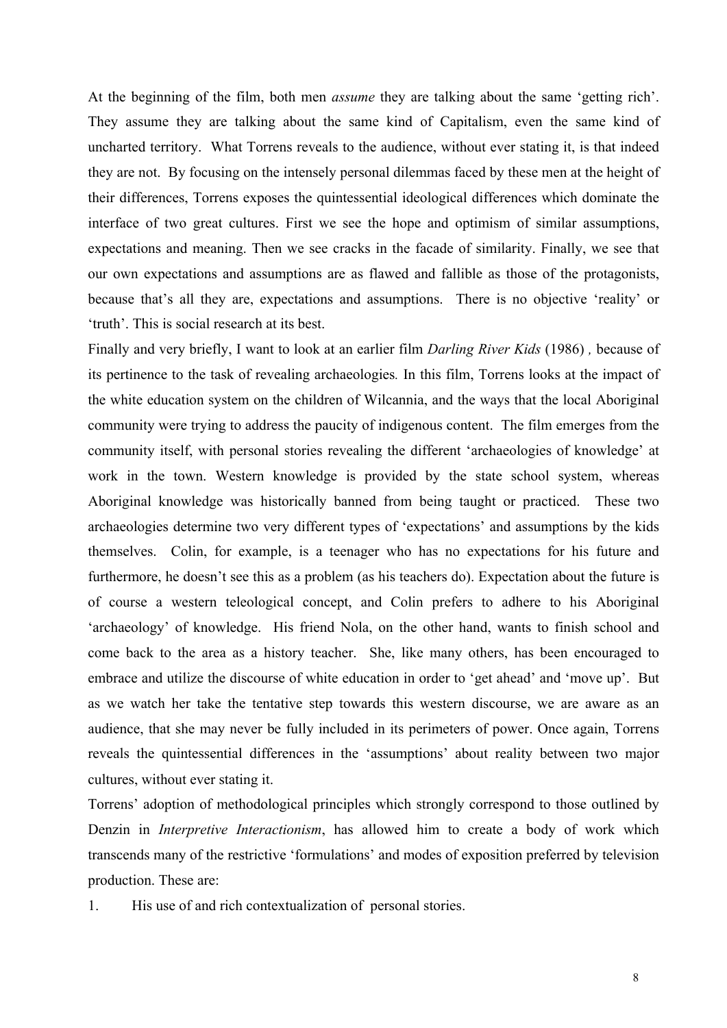At the beginning of the film, both men *assume* they are talking about the same 'getting rich'. They assume they are talking about the same kind of Capitalism, even the same kind of uncharted territory. What Torrens reveals to the audience, without ever stating it, is that indeed they are not. By focusing on the intensely personal dilemmas faced by these men at the height of their differences, Torrens exposes the quintessential ideological differences which dominate the interface of two great cultures. First we see the hope and optimism of similar assumptions, expectations and meaning. Then we see cracks in the facade of similarity. Finally, we see that our own expectations and assumptions are as flawed and fallible as those of the protagonists, because that's all they are, expectations and assumptions. There is no objective 'reality' or 'truth'. This is social research at its best.

Finally and very briefly, I want to look at an earlier film *Darling River Kids* (1986) *,* because of its pertinence to the task of revealing archaeologies*.* In this film, Torrens looks at the impact of the white education system on the children of Wilcannia, and the ways that the local Aboriginal community were trying to address the paucity of indigenous content. The film emerges from the community itself, with personal stories revealing the different 'archaeologies of knowledge' at work in the town. Western knowledge is provided by the state school system, whereas Aboriginal knowledge was historically banned from being taught or practiced. These two archaeologies determine two very different types of 'expectations' and assumptions by the kids themselves. Colin, for example, is a teenager who has no expectations for his future and furthermore, he doesn't see this as a problem (as his teachers do). Expectation about the future is of course a western teleological concept, and Colin prefers to adhere to his Aboriginal 'archaeology' of knowledge. His friend Nola, on the other hand, wants to finish school and come back to the area as a history teacher. She, like many others, has been encouraged to embrace and utilize the discourse of white education in order to 'get ahead' and 'move up'. But as we watch her take the tentative step towards this western discourse, we are aware as an audience, that she may never be fully included in its perimeters of power. Once again, Torrens reveals the quintessential differences in the 'assumptions' about reality between two major cultures, without ever stating it.

Torrens' adoption of methodological principles which strongly correspond to those outlined by Denzin in *Interpretive Interactionism*, has allowed him to create a body of work which transcends many of the restrictive 'formulations' and modes of exposition preferred by television production. These are:

1. His use of and rich contextualization of personal stories.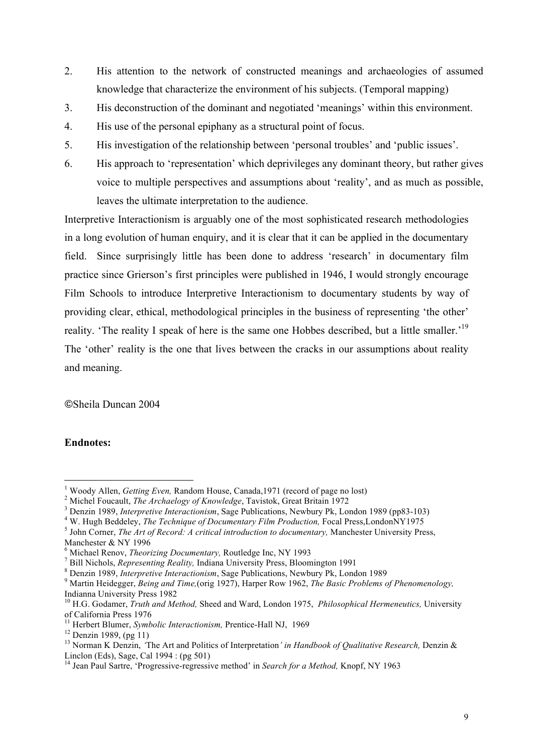2. His attention to the network of constructed meanings and archaeologies of assumed knowledge that characterize the environment of his subjects. (Temporal mapping)
3. His deconstruction of the dominant and negotiated 'meanings' within this environment.
4. His use of the personal epiphany as a structural point of focus.
5. His investigation of the relationship between 'personal troubles' and 'public issues'.
6. His approach to 'representation' which deprivileges any dominant theory, but rather gives voice to multiple perspectives and assumptions about 'reality', and as much as possible, leaves the ultimate interpretation to the audience.

Interpretive Interactionism is arguably one of the most sophisticated research methodologies in a long evolution of human enquiry, and it is clear that it can be applied in the documentary field. Since surprisingly little has been done to address 'research' in documentary film practice since Grierson's first principles were published in 1946, I would strongly encourage Film Schools to introduce Interpretive Interactionism to documentary students by way of providing clear, ethical, methodological principles in the business of representing 'the other' reality. 'The reality I speak of here is the same one Hobbes described, but a little smaller.'[19] The 'other' reality is the one that lives between the cracks in our assumptions about reality and meaning.

©Sheila Duncan 2004

**Endnotes:**

[1] Woody Allen, *Getting Even,* Random House, Canada,1971 (record of page no lost)
[2] Michel Foucault, *The Archaelogy of Knowledge*, Tavistok, Great Britain 1972
[3] Denzin 1989, *Interpretive Interactionism*, Sage Publications, Newbury Pk, London 1989 (pp83-103)
[4] W. Hugh Beddeley, *The Technique of Documentary Film Production,* Focal Press,LondonNY1975
[5] John Corner, *The Art of Record: A critical introduction to documentary,* Manchester University Press, Manchester & NY 1996
[6] Michael Renov, *Theorizing Documentary,* Routledge Inc, NY 1993
[7] Bill Nichols, *Representing Reality,* Indiana University Press, Bloomington 1991
[8] Denzin 1989, *Interpretive Interactionism*, Sage Publications, Newbury Pk, London 1989
[9] Martin Heidegger, *Being and Time,*(orig 1927), Harper Row 1962, *The Basic Problems of Phenomenology,* Indianna University Press 1982
[10] H.G. Godamer, *Truth and Method,* Sheed and Ward, London 1975, *Philosophical Hermeneutics,* University of California Press 1976
[11] Herbert Blumer, *Symbolic Interactionism,* Prentice-Hall NJ, 1969
[12] Denzin 1989, (pg 11)
[13] Norman K Denzin, 'The Art and Politics of Interpretation*' in Handbook of Qualitative Research,* Denzin & Linclon (Eds), Sage, Cal 1994 : (pg 501)
[14] Jean Paul Sartre, 'Progressive-regressive method' in *Search for a Method,* Knopf, NY 1963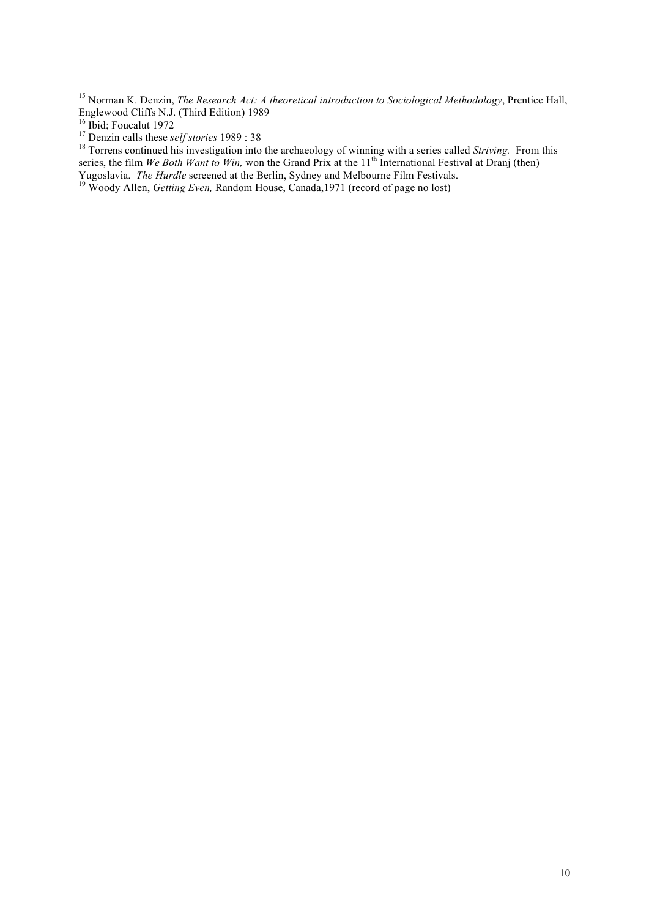[15] Norman K. Denzin, *The Research Act: A theoretical introduction to Sociological Methodology*, Prentice Hall, Englewood Cliffs N.J. (Third Edition) 1989

[16] Ibid; Foucalut 1972

[17] Denzin calls these *self stories* 1989 : 38

[18] Torrens continued his investigation into the archaeology of winning with a series called *Striving.* From this series, the film *We Both Want to Win,* won the Grand Prix at the 11th International Festival at Dranj (then) Yugoslavia. *The Hurdle* screened at the Berlin, Sydney and Melbourne Film Festivals.

[19] Woody Allen, *Getting Even,* Random House, Canada,1971 (record of page no lost)